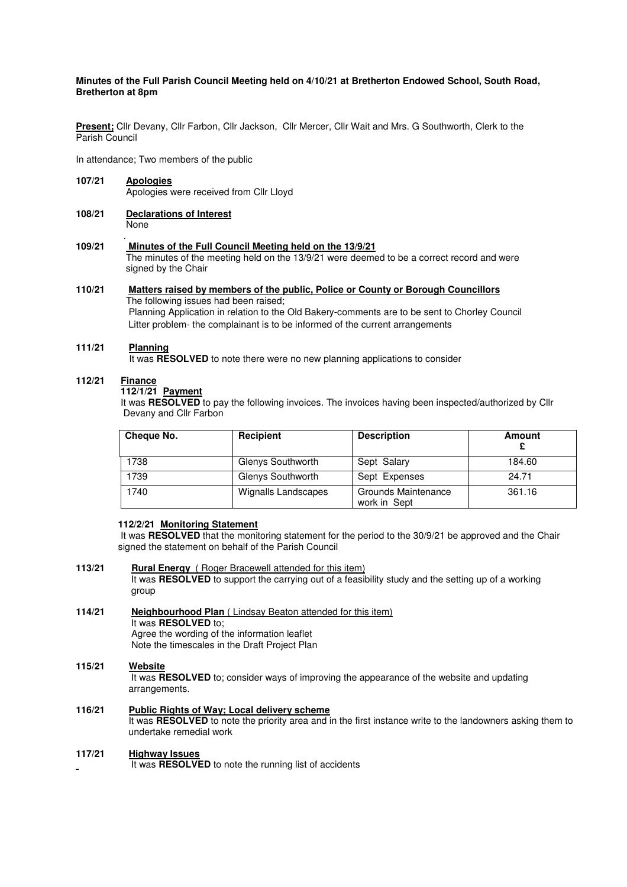**Minutes of the Full Parish Council Meeting held on 4/10/21 at Bretherton Endowed School, South Road, Bretherton at 8pm**

**Present;** Cllr Devany, Cllr Farbon, Cllr Jackson, Cllr Mercer, Cllr Wait and Mrs. G Southworth, Clerk to the Parish Council

In attendance; Two members of the public

**107/21 Apologies**

Apologies were received from Cllr Lloyd

**108/21 Declarations of Interest**

None

**109/21 Minutes of the Full Council Meeting held on the 13/9/21**

The minutes of the meeting held on the 13/9/21 were deemed to be a correct record and were signed by the Chair

**110/21 Matters raised by members of the public, Police or County or Borough Councillors**

The following issues had been raised;

Planning Application in relation to the Old Bakery-comments are to be sent to Chorley Council

Litter problem- the complainant is to be informed of the current arrangements

**111/21 Planning**

It was **RESOLVED** to note there were no new planning applications to consider

**112/21 Finance**

**112/1/21 Payment**

It was **RESOLVED** to pay the following invoices. The invoices having been inspected/authorized by Cllr Devany and Cllr Farbon

| Cheque No. | Recipient | Description | Amount £ |
|---|---|---|---|
| 1738 | Glenys Southworth | Sept Salary | 184.60 |
| 1739 | Glenys Southworth | Sept Expenses | 24.71 |
| 1740 | Wignalls Landscapes | Grounds Maintenance work in Sept | 361.16 |

**112/2/21 Monitoring Statement**

It was **RESOLVED** that the monitoring statement for the period to the 30/9/21 be approved and the Chair signed the statement on behalf of the Parish Council

**113/21 Rural Energy** ( Roger Bracewell attended for this item)

It was **RESOLVED** to support the carrying out of a feasibility study and the setting up of a working group

**114/21 Neighbourhood Plan** ( Lindsay Beaton attended for this item)

It was **RESOLVED** to;

Agree the wording of the information leaflet

Note the timescales in the Draft Project Plan

**115/21 Website**

It was **RESOLVED** to; consider ways of improving the appearance of the website and updating arrangements.

**116/21 Public Rights of Way; Local delivery scheme**

It was **RESOLVED** to note the priority area and in the first instance write to the landowners asking them to undertake remedial work

**117/21 Highway Issues**

It was **RESOLVED** to note the running list of accidents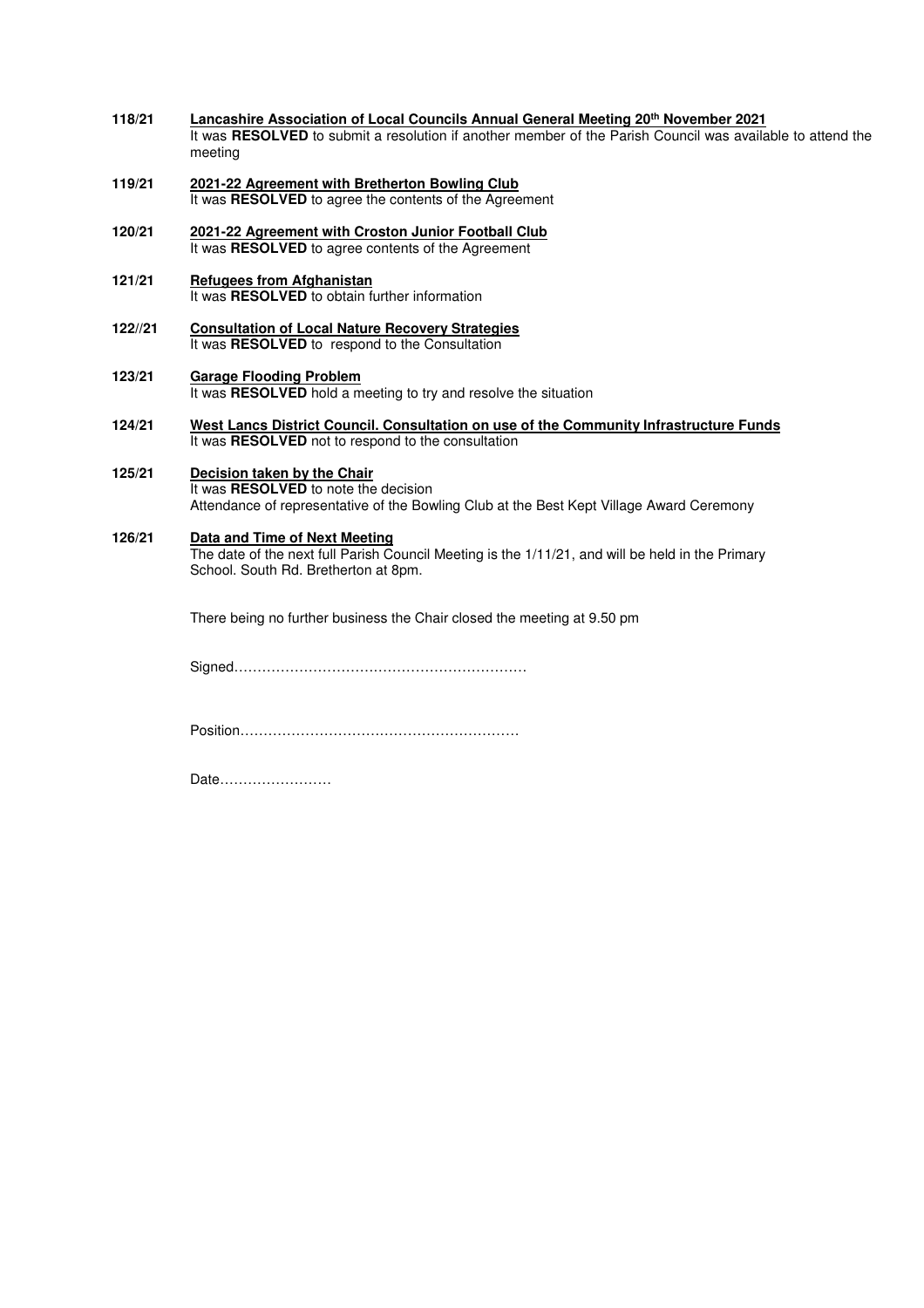**118/21** **Lancashire Association of Local Councils Annual General Meeting 20th November 2021**
It was **RESOLVED** to submit a resolution if another member of the Parish Council was available to attend the meeting

**119/21** **2021-22 Agreement with Bretherton Bowling Club**
It was **RESOLVED** to agree the contents of the Agreement

**120/21** **2021-22 Agreement with Croston Junior Football Club**
It was **RESOLVED** to agree contents of the Agreement

**121/21** **Refugees from Afghanistan**
It was **RESOLVED** to obtain further information

**122//21** **Consultation of Local Nature Recovery Strategies**
It was **RESOLVED** to respond to the Consultation

**123/21** **Garage Flooding Problem**
It was **RESOLVED** hold a meeting to try and resolve the situation

**124/21** **West Lancs District Council. Consultation on use of the Community Infrastructure Funds**
It was **RESOLVED** not to respond to the consultation

**125/21** **Decision taken by the Chair**
It was **RESOLVED** to note the decision
Attendance of representative of the Bowling Club at the Best Kept Village Award Ceremony

**126/21** **Data and Time of Next Meeting**
The date of the next full Parish Council Meeting is the 1/11/21, and will be held in the Primary School. South Rd. Bretherton at 8pm.

There being no further business the Chair closed the meeting at 9.50 pm

Signed………………………………………………………

Position……………………………………………………

Date……………………